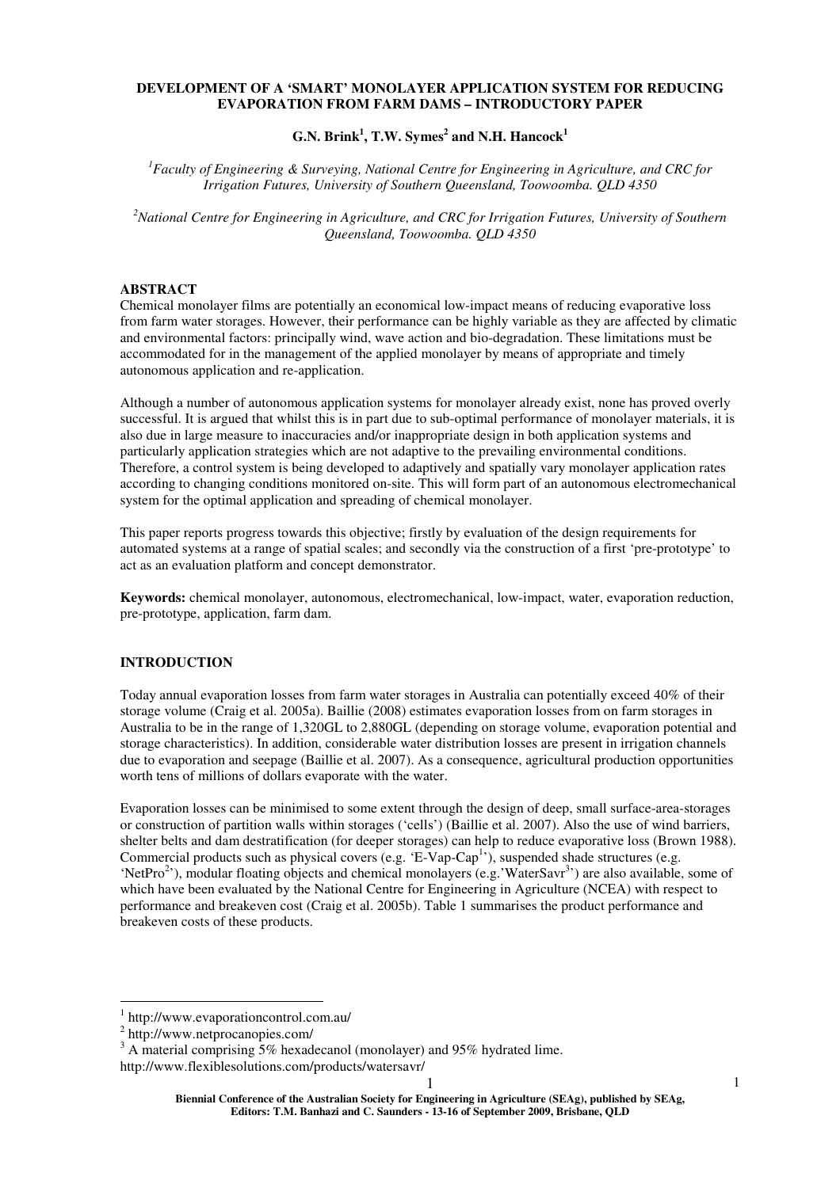# DEVELOPMENT OF A 'SMART' MONOLAYER APPLICATION SYSTEM FOR REDUCING EVAPORATION FROM FARM DAMS – INTRODUCTORY PAPER

**G.N. Brink[1], T.W. Symes[2] and N.H. Hancock[1]**

*[1]Faculty of Engineering & Surveying, National Centre for Engineering in Agriculture, and CRC for Irrigation Futures, University of Southern Queensland, Toowoomba. QLD 4350*

*[2]National Centre for Engineering in Agriculture, and CRC for Irrigation Futures, University of Southern Queensland, Toowoomba. QLD 4350*

## ABSTRACT

Chemical monolayer films are potentially an economical low-impact means of reducing evaporative loss from farm water storages. However, their performance can be highly variable as they are affected by climatic and environmental factors: principally wind, wave action and bio-degradation. These limitations must be accommodated for in the management of the applied monolayer by means of appropriate and timely autonomous application and re-application.

Although a number of autonomous application systems for monolayer already exist, none has proved overly successful. It is argued that whilst this is in part due to sub-optimal performance of monolayer materials, it is also due in large measure to inaccuracies and/or inappropriate design in both application systems and particularly application strategies which are not adaptive to the prevailing environmental conditions. Therefore, a control system is being developed to adaptively and spatially vary monolayer application rates according to changing conditions monitored on-site. This will form part of an autonomous electromechanical system for the optimal application and spreading of chemical monolayer.

This paper reports progress towards this objective; firstly by evaluation of the design requirements for automated systems at a range of spatial scales; and secondly via the construction of a first 'pre-prototype' to act as an evaluation platform and concept demonstrator.

**Keywords:** chemical monolayer, autonomous, electromechanical, low-impact, water, evaporation reduction, pre-prototype, application, farm dam.

## INTRODUCTION

Today annual evaporation losses from farm water storages in Australia can potentially exceed 40% of their storage volume (Craig et al. 2005a). Baillie (2008) estimates evaporation losses from on farm storages in Australia to be in the range of 1,320GL to 2,880GL (depending on storage volume, evaporation potential and storage characteristics). In addition, considerable water distribution losses are present in irrigation channels due to evaporation and seepage (Baillie et al. 2007). As a consequence, agricultural production opportunities worth tens of millions of dollars evaporate with the water.

Evaporation losses can be minimised to some extent through the design of deep, small surface-area-storages or construction of partition walls within storages ('cells') (Baillie et al. 2007). Also the use of wind barriers, shelter belts and dam destratification (for deeper storages) can help to reduce evaporative loss (Brown 1988). Commercial products such as physical covers (e.g. 'E-Vap-Cap[1]'), suspended shade structures (e.g. 'NetPro[2]'), modular floating objects and chemical monolayers (e.g.'WaterSavr[3]') are also available, some of which have been evaluated by the National Centre for Engineering in Agriculture (NCEA) with respect to performance and breakeven cost (Craig et al. 2005b). Table 1 summarises the product performance and breakeven costs of these products.

---

[1] http://www.evaporationcontrol.com.au/

[2] http://www.netprocanopies.com/

[3] A material comprising 5% hexadecanol (monolayer) and 95% hydrated lime. http://www.flexiblesolutions.com/products/watersavr/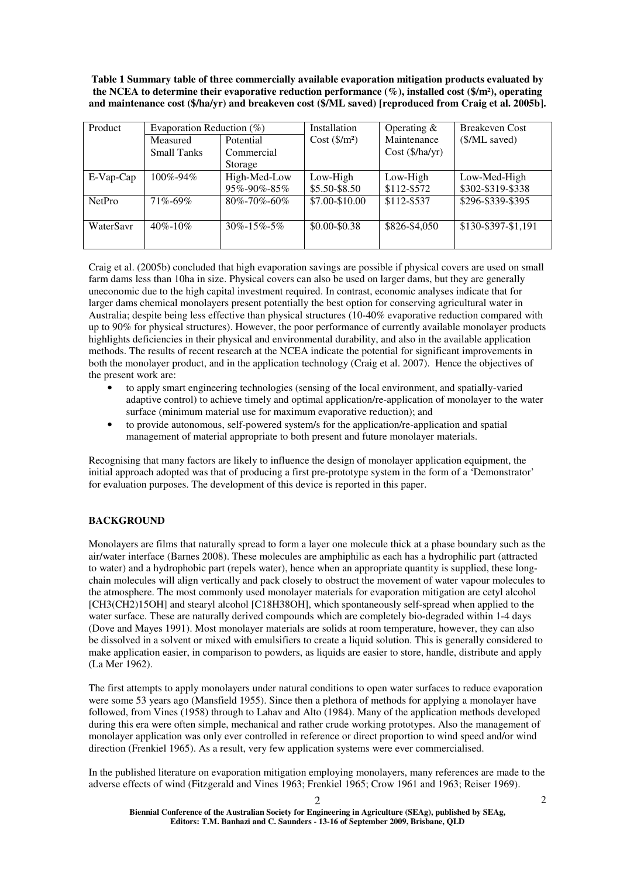**Table 1 Summary table of three commercially available evaporation mitigation products evaluated by the NCEA to determine their evaporative reduction performance (%), installed cost ($/m²), operating and maintenance cost ($/ha/yr) and breakeven cost ($/ML saved) [reproduced from Craig et al. 2005b].**

| Product | Evaporation Reduction (%) | | Installation Cost ($/m²) | Operating & Maintenance Cost ($/ha/yr) | Breakeven Cost ($/ML saved) |
|---|---|---|---|---|---|
| | Measured Small Tanks | Potential Commercial Storage | | | |
| E-Vap-Cap | 100%-94% | High-Med-Low 95%-90%-85% | Low-High $5.50-$8.50 | Low-High $112-$572 | Low-Med-High $302-$319-$338 |
| NetPro | 71%-69% | 80%-70%-60% | $7.00-$10.00 | $112-$537 | $296-$339-$395 |
| WaterSavr | 40%-10% | 30%-15%-5% | $0.00-$0.38 | $826-$4,050 | $130-$397-$1,191 |

Craig et al. (2005b) concluded that high evaporation savings are possible if physical covers are used on small farm dams less than 10ha in size. Physical covers can also be used on larger dams, but they are generally uneconomic due to the high capital investment required. In contrast, economic analyses indicate that for larger dams chemical monolayers present potentially the best option for conserving agricultural water in Australia; despite being less effective than physical structures (10-40% evaporative reduction compared with up to 90% for physical structures). However, the poor performance of currently available monolayer products highlights deficiencies in their physical and environmental durability, and also in the available application methods. The results of recent research at the NCEA indicate the potential for significant improvements in both the monolayer product, and in the application technology (Craig et al. 2007). Hence the objectives of the present work are:

- to apply smart engineering technologies (sensing of the local environment, and spatially-varied adaptive control) to achieve timely and optimal application/re-application of monolayer to the water surface (minimum material use for maximum evaporative reduction); and
- to provide autonomous, self-powered system/s for the application/re-application and spatial management of material appropriate to both present and future monolayer materials.

Recognising that many factors are likely to influence the design of monolayer application equipment, the initial approach adopted was that of producing a first pre-prototype system in the form of a 'Demonstrator' for evaluation purposes. The development of this device is reported in this paper.

## BACKGROUND

Monolayers are films that naturally spread to form a layer one molecule thick at a phase boundary such as the air/water interface (Barnes 2008). These molecules are amphiphilic as each has a hydrophilic part (attracted to water) and a hydrophobic part (repels water), hence when an appropriate quantity is supplied, these long-chain molecules will align vertically and pack closely to obstruct the movement of water vapour molecules to the atmosphere. The most commonly used monolayer materials for evaporation mitigation are cetyl alcohol [$CH_3(CH_2)_{15}OH$] and stearyl alcohol [$C_{18}H_{38}OH$], which spontaneously self-spread when applied to the water surface. These are naturally derived compounds which are completely bio-degraded within 1-4 days (Dove and Mayes 1991). Most monolayer materials are solids at room temperature, however, they can also be dissolved in a solvent or mixed with emulsifiers to create a liquid solution. This is generally considered to make application easier, in comparison to powders, as liquids are easier to store, handle, distribute and apply (La Mer 1962).

The first attempts to apply monolayers under natural conditions to open water surfaces to reduce evaporation were some 53 years ago (Mansfield 1955). Since then a plethora of methods for applying a monolayer have followed, from Vines (1958) through to Lahav and Alto (1984). Many of the application methods developed during this era were often simple, mechanical and rather crude working prototypes. Also the management of monolayer application was only ever controlled in reference or direct proportion to wind speed and/or wind direction (Frenkiel 1965). As a result, very few application systems were ever commercialised.

In the published literature on evaporation mitigation employing monolayers, many references are made to the adverse effects of wind (Fitzgerald and Vines 1963; Frenkiel 1965; Crow 1961 and 1963; Reiser 1969).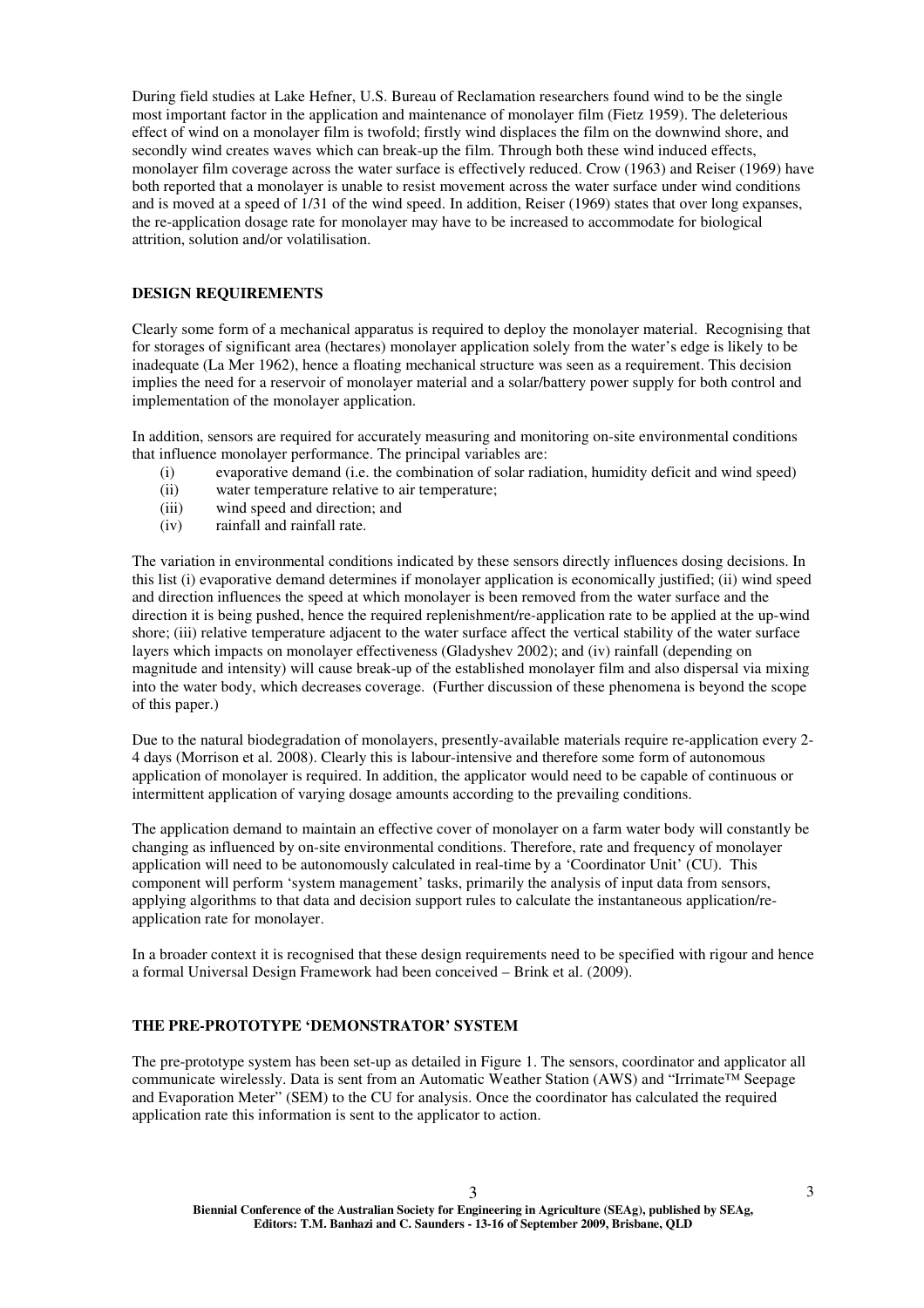During field studies at Lake Hefner, U.S. Bureau of Reclamation researchers found wind to be the single most important factor in the application and maintenance of monolayer film (Fietz 1959). The deleterious effect of wind on a monolayer film is twofold; firstly wind displaces the film on the downwind shore, and secondly wind creates waves which can break-up the film. Through both these wind induced effects, monolayer film coverage across the water surface is effectively reduced. Crow (1963) and Reiser (1969) have both reported that a monolayer is unable to resist movement across the water surface under wind conditions and is moved at a speed of 1/31 of the wind speed. In addition, Reiser (1969) states that over long expanses, the re-application dosage rate for monolayer may have to be increased to accommodate for biological attrition, solution and/or volatilisation.

## DESIGN REQUIREMENTS

Clearly some form of a mechanical apparatus is required to deploy the monolayer material. Recognising that for storages of significant area (hectares) monolayer application solely from the water's edge is likely to be inadequate (La Mer 1962), hence a floating mechanical structure was seen as a requirement. This decision implies the need for a reservoir of monolayer material and a solar/battery power supply for both control and implementation of the monolayer application.

In addition, sensors are required for accurately measuring and monitoring on-site environmental conditions that influence monolayer performance. The principal variables are:

(i) evaporative demand (i.e. the combination of solar radiation, humidity deficit and wind speed)
(ii) water temperature relative to air temperature;
(iii) wind speed and direction; and
(iv) rainfall and rainfall rate.

The variation in environmental conditions indicated by these sensors directly influences dosing decisions. In this list (i) evaporative demand determines if monolayer application is economically justified; (ii) wind speed and direction influences the speed at which monolayer is been removed from the water surface and the direction it is being pushed, hence the required replenishment/re-application rate to be applied at the up-wind shore; (iii) relative temperature adjacent to the water surface affect the vertical stability of the water surface layers which impacts on monolayer effectiveness (Gladyshev 2002); and (iv) rainfall (depending on magnitude and intensity) will cause break-up of the established monolayer film and also dispersal via mixing into the water body, which decreases coverage. (Further discussion of these phenomena is beyond the scope of this paper.)

Due to the natural biodegradation of monolayers, presently-available materials require re-application every 2-4 days (Morrison et al. 2008). Clearly this is labour-intensive and therefore some form of autonomous application of monolayer is required. In addition, the applicator would need to be capable of continuous or intermittent application of varying dosage amounts according to the prevailing conditions.

The application demand to maintain an effective cover of monolayer on a farm water body will constantly be changing as influenced by on-site environmental conditions. Therefore, rate and frequency of monolayer application will need to be autonomously calculated in real-time by a 'Coordinator Unit' (CU). This component will perform 'system management' tasks, primarily the analysis of input data from sensors, applying algorithms to that data and decision support rules to calculate the instantaneous application/re-application rate for monolayer.

In a broader context it is recognised that these design requirements need to be specified with rigour and hence a formal Universal Design Framework had been conceived – Brink et al. (2009).

## THE PRE-PROTOTYPE 'DEMONSTRATOR' SYSTEM

The pre-prototype system has been set-up as detailed in Figure 1. The sensors, coordinator and applicator all communicate wirelessly. Data is sent from an Automatic Weather Station (AWS) and "Irrimate™ Seepage and Evaporation Meter" (SEM) to the CU for analysis. Once the coordinator has calculated the required application rate this information is sent to the applicator to action.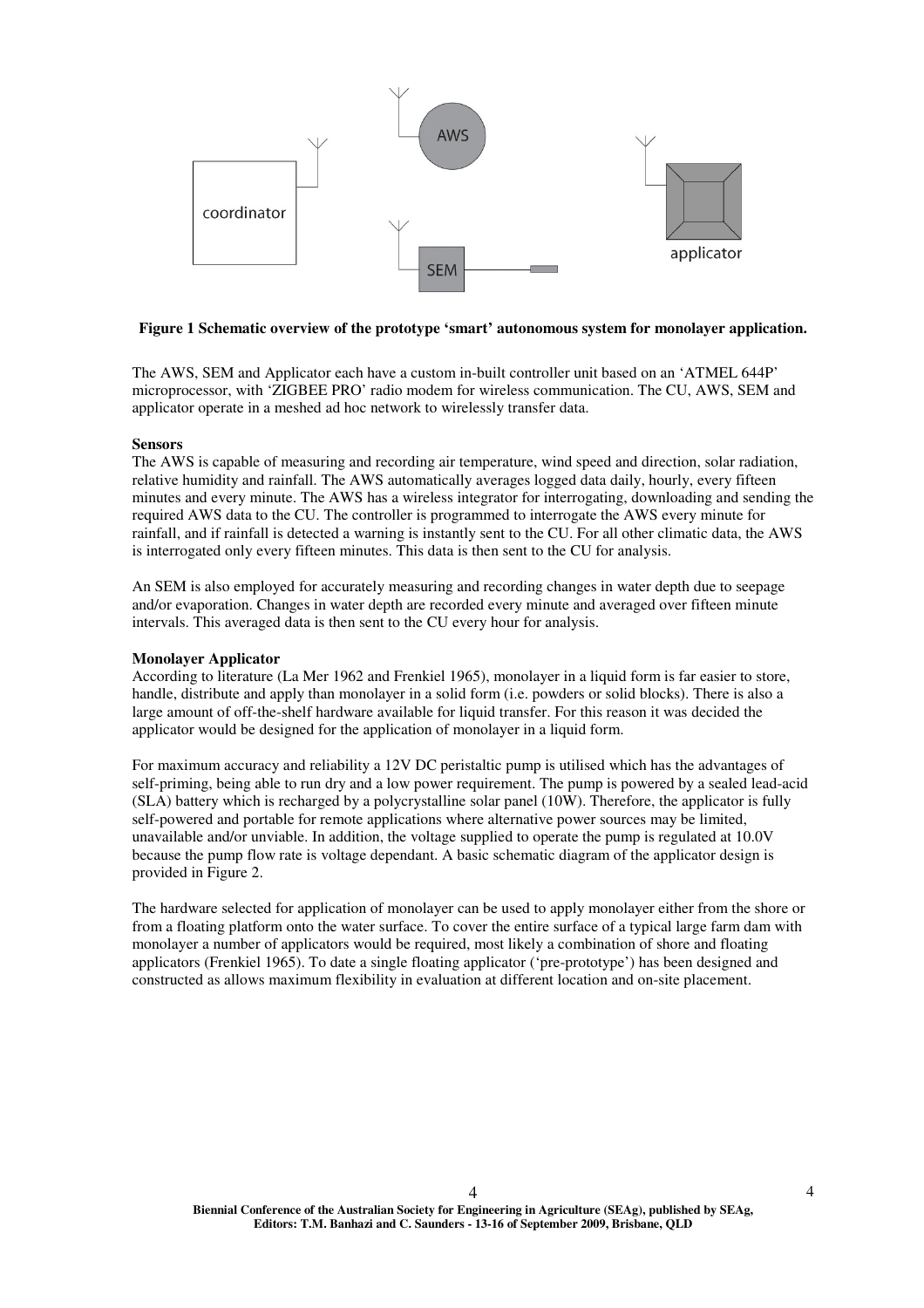**Figure 1 Schematic overview of the prototype 'smart' autonomous system for monolayer application.**

The AWS, SEM and Applicator each have a custom in-built controller unit based on an 'ATMEL 644P' microprocessor, with 'ZIGBEE PRO' radio modem for wireless communication. The CU, AWS, SEM and applicator operate in a meshed ad hoc network to wirelessly transfer data.

**Sensors**

The AWS is capable of measuring and recording air temperature, wind speed and direction, solar radiation, relative humidity and rainfall. The AWS automatically averages logged data daily, hourly, every fifteen minutes and every minute. The AWS has a wireless integrator for interrogating, downloading and sending the required AWS data to the CU. The controller is programmed to interrogate the AWS every minute for rainfall, and if rainfall is detected a warning is instantly sent to the CU. For all other climatic data, the AWS is interrogated only every fifteen minutes. This data is then sent to the CU for analysis.

An SEM is also employed for accurately measuring and recording changes in water depth due to seepage and/or evaporation. Changes in water depth are recorded every minute and averaged over fifteen minute intervals. This averaged data is then sent to the CU every hour for analysis.

**Monolayer Applicator**

According to literature (La Mer 1962 and Frenkiel 1965), monolayer in a liquid form is far easier to store, handle, distribute and apply than monolayer in a solid form (i.e. powders or solid blocks). There is also a large amount of off-the-shelf hardware available for liquid transfer. For this reason it was decided the applicator would be designed for the application of monolayer in a liquid form.

For maximum accuracy and reliability a 12V DC peristaltic pump is utilised which has the advantages of self-priming, being able to run dry and a low power requirement. The pump is powered by a sealed lead-acid (SLA) battery which is recharged by a polycrystalline solar panel (10W). Therefore, the applicator is fully self-powered and portable for remote applications where alternative power sources may be limited, unavailable and/or unviable. In addition, the voltage supplied to operate the pump is regulated at 10.0V because the pump flow rate is voltage dependant. A basic schematic diagram of the applicator design is provided in Figure 2.

The hardware selected for application of monolayer can be used to apply monolayer either from the shore or from a floating platform onto the water surface. To cover the entire surface of a typical large farm dam with monolayer a number of applicators would be required, most likely a combination of shore and floating applicators (Frenkiel 1965). To date a single floating applicator ('pre-prototype') has been designed and constructed as allows maximum flexibility in evaluation at different location and on-site placement.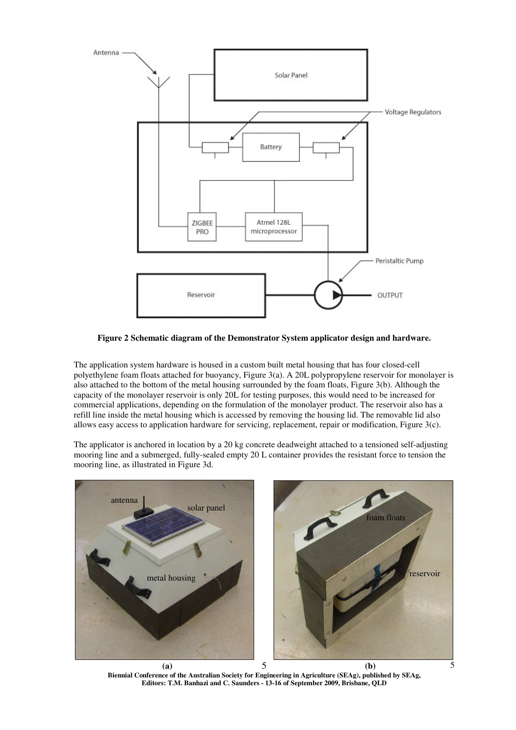**Figure 2 Schematic diagram of the Demonstrator System applicator design and hardware.**

The application system hardware is housed in a custom built metal housing that has four closed-cell polyethylene foam floats attached for buoyancy, Figure 3(a). A 20L polypropylene reservoir for monolayer is also attached to the bottom of the metal housing surrounded by the foam floats, Figure 3(b). Although the capacity of the monolayer reservoir is only 20L for testing purposes, this would need to be increased for commercial applications, depending on the formulation of the monolayer product. The reservoir also has a refill line inside the metal housing which is accessed by removing the housing lid. The removable lid also allows easy access to application hardware for servicing, replacement, repair or modification, Figure 3(c).

The applicator is anchored in location by a 20 kg concrete deadweight attached to a tensioned self-adjusting mooring line and a submerged, fully-sealed empty 20 L container provides the resistant force to tension the mooring line, as illustrated in Figure 3d.

**(a)** **(b)**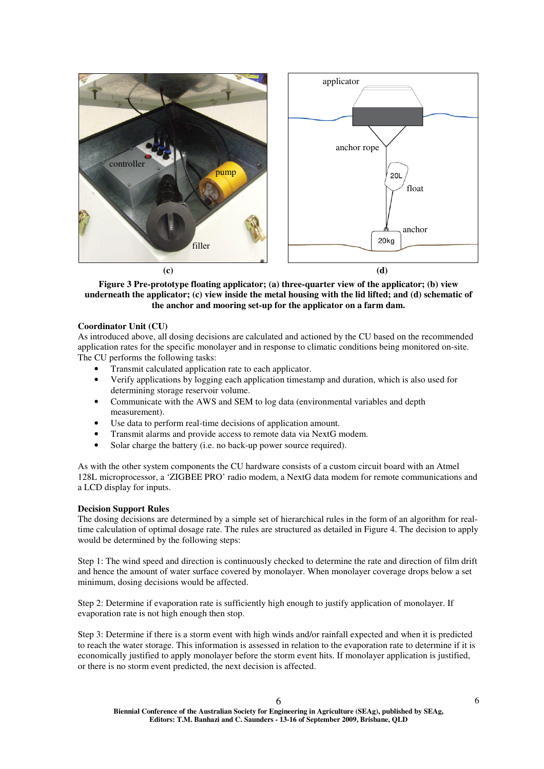(c)

(d)

**Figure 3 Pre-prototype floating applicator; (a) three-quarter view of the applicator; (b) view underneath the applicator; (c) view inside the metal housing with the lid lifted; and (d) schematic of the anchor and mooring set-up for the applicator on a farm dam.**

**Coordinator Unit (CU)**

As introduced above, all dosing decisions are calculated and actioned by the CU based on the recommended application rates for the specific monolayer and in response to climatic conditions being monitored on-site. The CU performs the following tasks:

- Transmit calculated application rate to each applicator.
- Verify applications by logging each application timestamp and duration, which is also used for determining storage reservoir volume.
- Communicate with the AWS and SEM to log data (environmental variables and depth measurement).
- Use data to perform real-time decisions of application amount.
- Transmit alarms and provide access to remote data via NextG modem.
- Solar charge the battery (i.e. no back-up power source required).

As with the other system components the CU hardware consists of a custom circuit board with an Atmel 128L microprocessor, a 'ZIGBEE PRO' radio modem, a NextG data modem for remote communications and a LCD display for inputs.

**Decision Support Rules**

The dosing decisions are determined by a simple set of hierarchical rules in the form of an algorithm for real-time calculation of optimal dosage rate. The rules are structured as detailed in Figure 4. The decision to apply would be determined by the following steps:

Step 1: The wind speed and direction is continuously checked to determine the rate and direction of film drift and hence the amount of water surface covered by monolayer. When monolayer coverage drops below a set minimum, dosing decisions would be affected.

Step 2: Determine if evaporation rate is sufficiently high enough to justify application of monolayer. If evaporation rate is not high enough then stop.

Step 3: Determine if there is a storm event with high winds and/or rainfall expected and when it is predicted to reach the water storage. This information is assessed in relation to the evaporation rate to determine if it is economically justified to apply monolayer before the storm event hits. If monolayer application is justified, or there is no storm event predicted, the next decision is affected.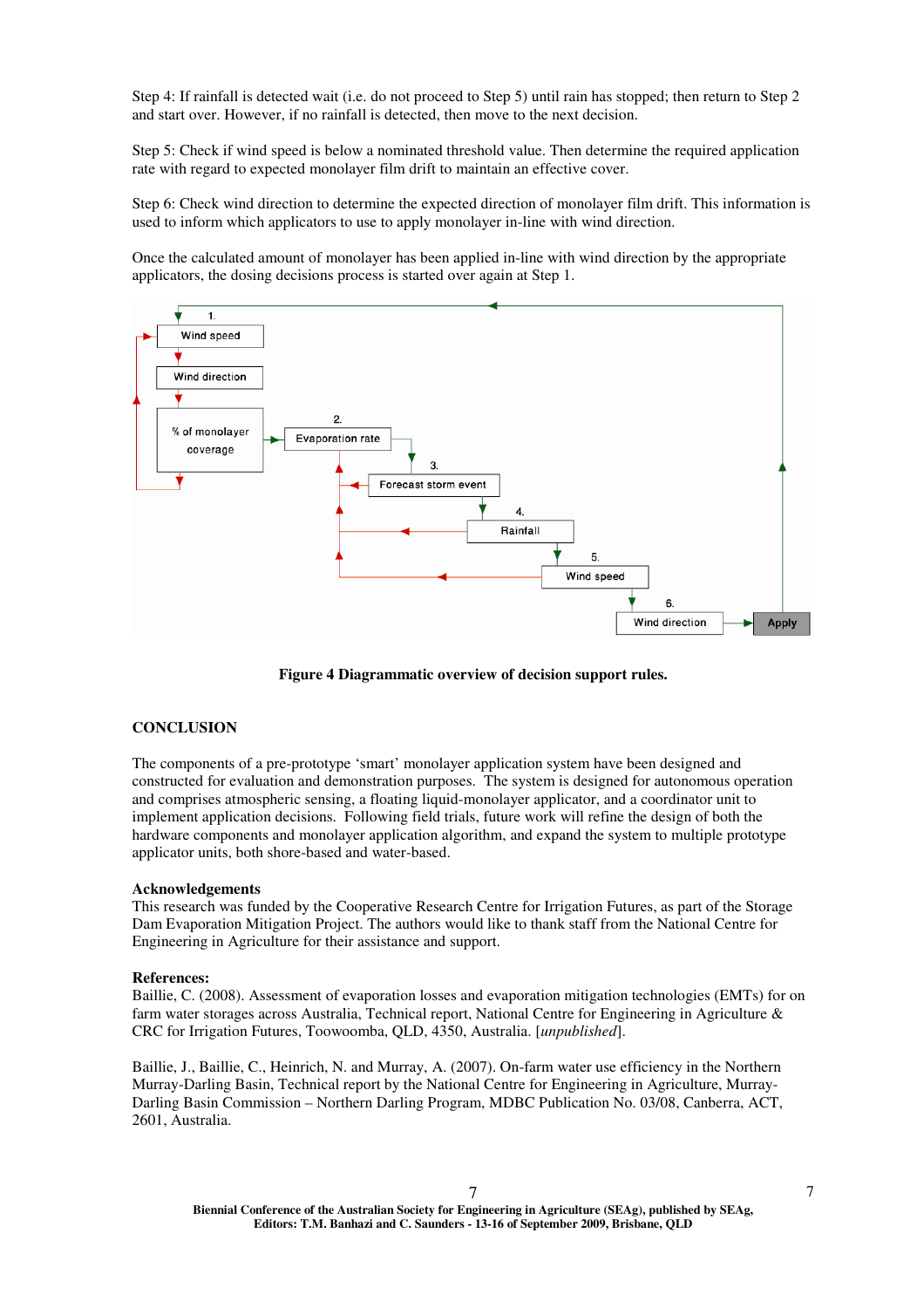Step 4: If rainfall is detected wait (i.e. do not proceed to Step 5) until rain has stopped; then return to Step 2 and start over. However, if no rainfall is detected, then move to the next decision.

Step 5: Check if wind speed is below a nominated threshold value. Then determine the required application rate with regard to expected monolayer film drift to maintain an effective cover.

Step 6: Check wind direction to determine the expected direction of monolayer film drift. This information is used to inform which applicators to use to apply monolayer in-line with wind direction.

Once the calculated amount of monolayer has been applied in-line with wind direction by the appropriate applicators, the dosing decisions process is started over again at Step 1.

**Figure 4 Diagrammatic overview of decision support rules.**

## CONCLUSION

The components of a pre-prototype 'smart' monolayer application system have been designed and constructed for evaluation and demonstration purposes. The system is designed for autonomous operation and comprises atmospheric sensing, a floating liquid-monolayer applicator, and a coordinator unit to implement application decisions. Following field trials, future work will refine the design of both the hardware components and monolayer application algorithm, and expand the system to multiple prototype applicator units, both shore-based and water-based.

### Acknowledgements

This research was funded by the Cooperative Research Centre for Irrigation Futures, as part of the Storage Dam Evaporation Mitigation Project. The authors would like to thank staff from the National Centre for Engineering in Agriculture for their assistance and support.

### References:

Baillie, C. (2008). Assessment of evaporation losses and evaporation mitigation technologies (EMTs) for on farm water storages across Australia, Technical report, National Centre for Engineering in Agriculture & CRC for Irrigation Futures, Toowoomba, QLD, 4350, Australia. [*unpublished*].

Baillie, J., Baillie, C., Heinrich, N. and Murray, A. (2007). On-farm water use efficiency in the Northern Murray-Darling Basin, Technical report by the National Centre for Engineering in Agriculture, Murray-Darling Basin Commission – Northern Darling Program, MDBC Publication No. 03/08, Canberra, ACT, 2601, Australia.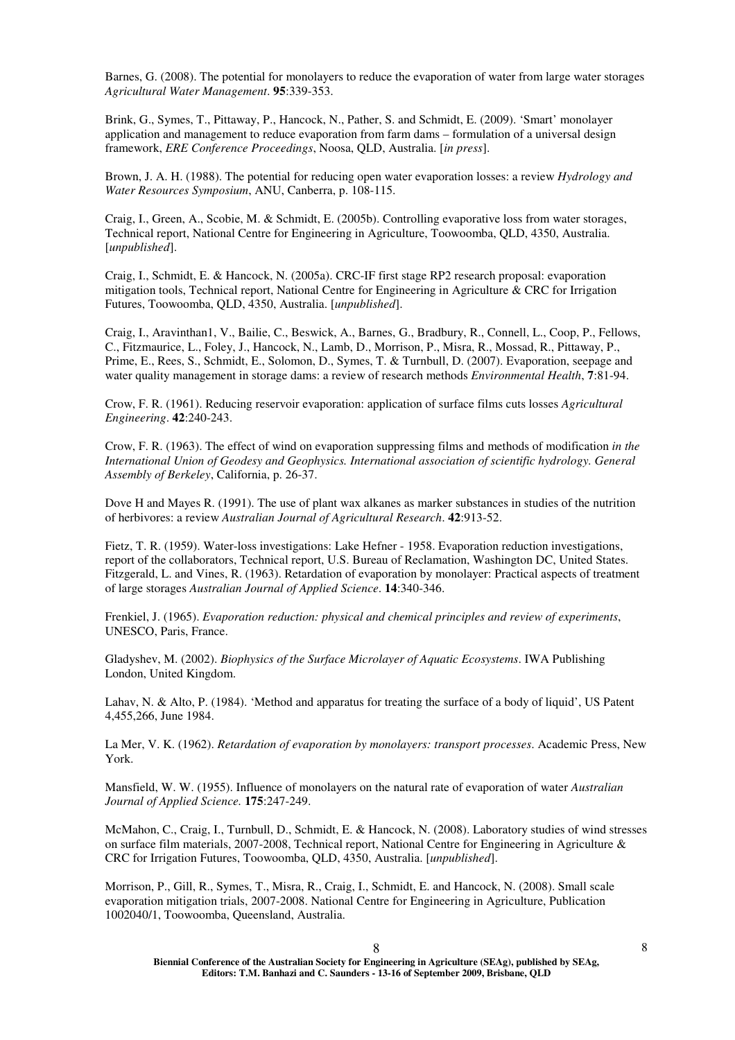Barnes, G. (2008). The potential for monolayers to reduce the evaporation of water from large water storages *Agricultural Water Management*. **95**:339-353.

Brink, G., Symes, T., Pittaway, P., Hancock, N., Pather, S. and Schmidt, E. (2009). 'Smart' monolayer application and management to reduce evaporation from farm dams – formulation of a universal design framework, *ERE Conference Proceedings*, Noosa, QLD, Australia. [*in press*].

Brown, J. A. H. (1988). The potential for reducing open water evaporation losses: a review *Hydrology and Water Resources Symposium*, ANU, Canberra, p. 108-115.

Craig, I., Green, A., Scobie, M. & Schmidt, E. (2005b). Controlling evaporative loss from water storages, Technical report, National Centre for Engineering in Agriculture, Toowoomba, QLD, 4350, Australia. [*unpublished*].

Craig, I., Schmidt, E. & Hancock, N. (2005a). CRC-IF first stage RP2 research proposal: evaporation mitigation tools, Technical report, National Centre for Engineering in Agriculture & CRC for Irrigation Futures, Toowoomba, QLD, 4350, Australia. [*unpublished*].

Craig, I., Aravinthan1, V., Bailie, C., Beswick, A., Barnes, G., Bradbury, R., Connell, L., Coop, P., Fellows, C., Fitzmaurice, L., Foley, J., Hancock, N., Lamb, D., Morrison, P., Misra, R., Mossad, R., Pittaway, P., Prime, E., Rees, S., Schmidt, E., Solomon, D., Symes, T. & Turnbull, D. (2007). Evaporation, seepage and water quality management in storage dams: a review of research methods *Environmental Health*, **7**:81-94.

Crow, F. R. (1961). Reducing reservoir evaporation: application of surface films cuts losses *Agricultural Engineering*. **42**:240-243.

Crow, F. R. (1963). The effect of wind on evaporation suppressing films and methods of modification *in the International Union of Geodesy and Geophysics. International association of scientific hydrology. General Assembly of Berkeley*, California, p. 26-37.

Dove H and Mayes R. (1991). The use of plant wax alkanes as marker substances in studies of the nutrition of herbivores: a review *Australian Journal of Agricultural Research*. **42**:913-52.

Fietz, T. R. (1959). Water-loss investigations: Lake Hefner - 1958. Evaporation reduction investigations, report of the collaborators, Technical report, U.S. Bureau of Reclamation, Washington DC, United States. Fitzgerald, L. and Vines, R. (1963). Retardation of evaporation by monolayer: Practical aspects of treatment of large storages *Australian Journal of Applied Science*. **14**:340-346.

Frenkiel, J. (1965). *Evaporation reduction: physical and chemical principles and review of experiments*, UNESCO, Paris, France.

Gladyshev, M. (2002). *Biophysics of the Surface Microlayer of Aquatic Ecosystems*. IWA Publishing London, United Kingdom.

Lahav, N. & Alto, P. (1984). 'Method and apparatus for treating the surface of a body of liquid', US Patent 4,455,266, June 1984.

La Mer, V. K. (1962). *Retardation of evaporation by monolayers: transport processes*. Academic Press, New York.

Mansfield, W. W. (1955). Influence of monolayers on the natural rate of evaporation of water *Australian Journal of Applied Science.* **175**:247-249.

McMahon, C., Craig, I., Turnbull, D., Schmidt, E. & Hancock, N. (2008). Laboratory studies of wind stresses on surface film materials, 2007-2008, Technical report, National Centre for Engineering in Agriculture & CRC for Irrigation Futures, Toowoomba, QLD, 4350, Australia. [*unpublished*].

Morrison, P., Gill, R., Symes, T., Misra, R., Craig, I., Schmidt, E. and Hancock, N. (2008). Small scale evaporation mitigation trials, 2007-2008. National Centre for Engineering in Agriculture, Publication 1002040/1, Toowoomba, Queensland, Australia.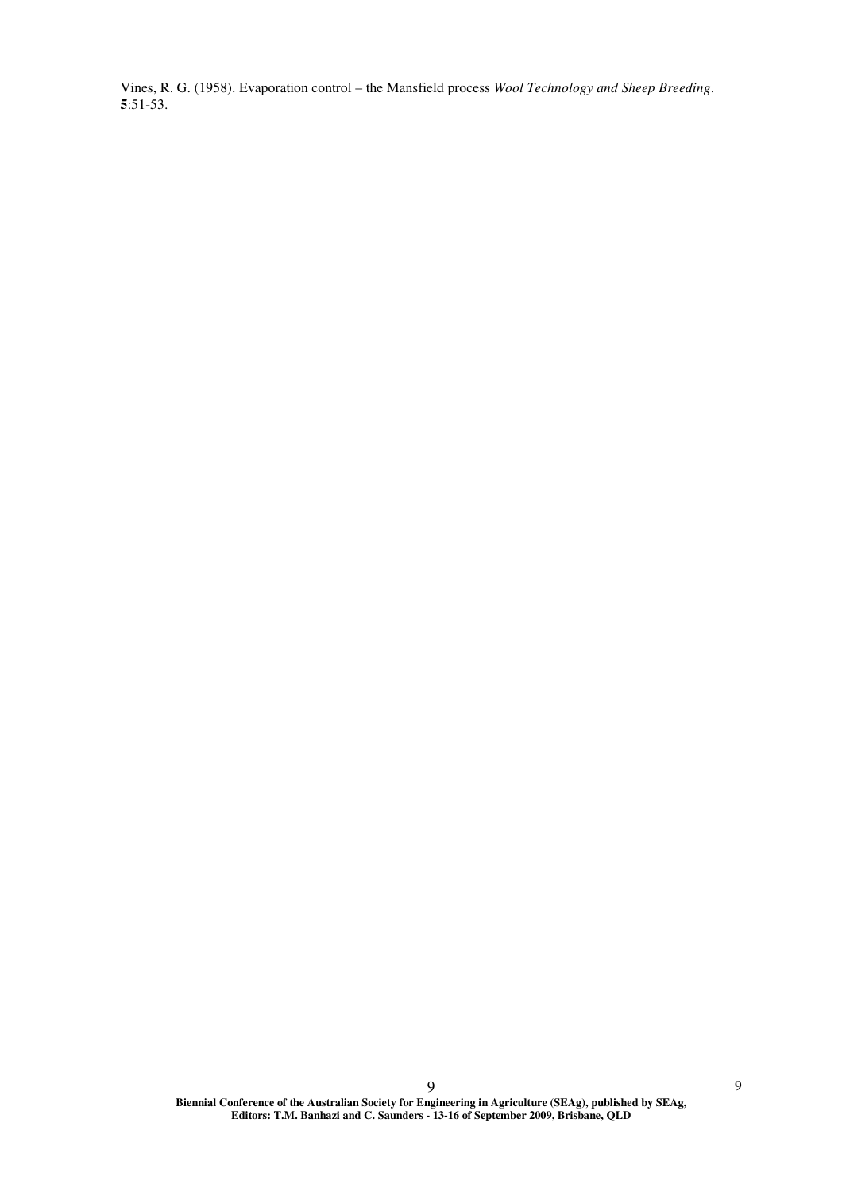Vines, R. G. (1958). Evaporation control – the Mansfield process *Wool Technology and Sheep Breeding*. **5**:51-53.